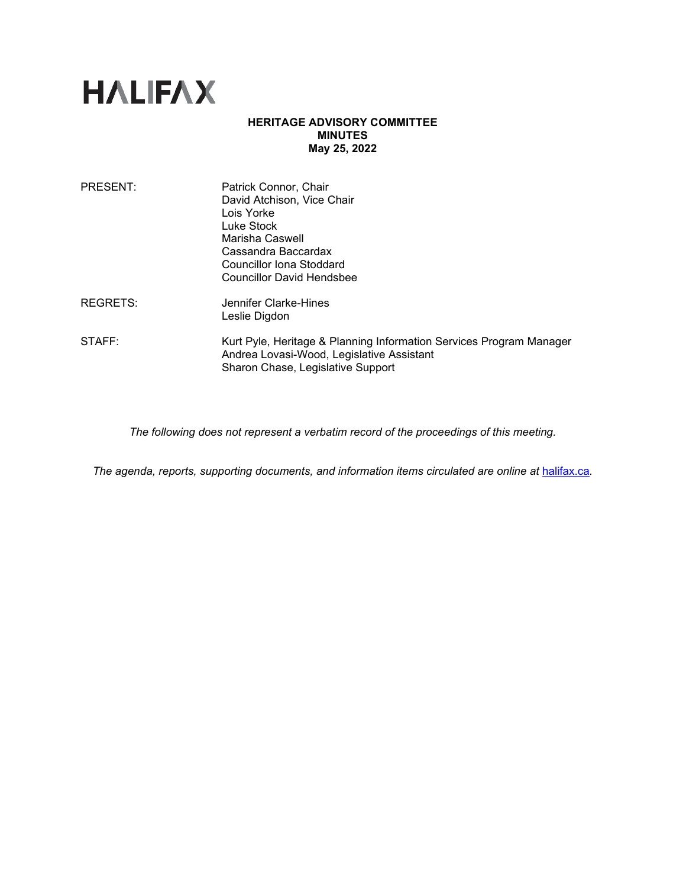# HALIFAX

**HERITAGE ADVISORY COMMITTEE**
**MINUTES**
**May 25, 2022**

| | |
|---|---|
| PRESENT: | Patrick Connor, Chair<br>David Atchison, Vice Chair<br>Lois Yorke<br>Luke Stock<br>Marisha Caswell<br>Cassandra Baccardax<br>Councillor Iona Stoddard<br>Councillor David Hendsbee |
| REGRETS: | Jennifer Clarke-Hines<br>Leslie Digdon |
| STAFF: | Kurt Pyle, Heritage & Planning Information Services Program Manager<br>Andrea Lovasi-Wood, Legislative Assistant<br>Sharon Chase, Legislative Support |

*The following does not represent a verbatim record of the proceedings of this meeting.*

*The agenda, reports, supporting documents, and information items circulated are online at [halifax.ca](halifax.ca).*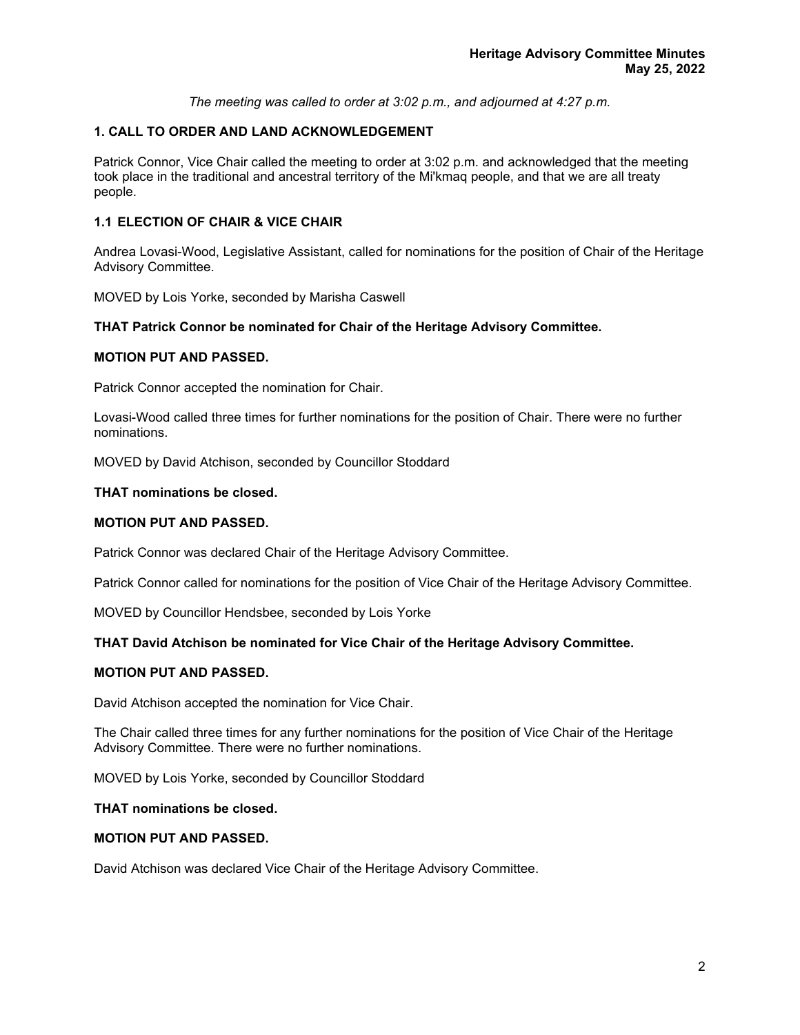*The meeting was called to order at 3:02 p.m., and adjourned at 4:27 p.m.*

## 1. CALL TO ORDER AND LAND ACKNOWLEDGEMENT

Patrick Connor, Vice Chair called the meeting to order at 3:02 p.m. and acknowledged that the meeting took place in the traditional and ancestral territory of the Mi'kmaq people, and that we are all treaty people.

### 1.1 ELECTION OF CHAIR & VICE CHAIR

Andrea Lovasi-Wood, Legislative Assistant, called for nominations for the position of Chair of the Heritage Advisory Committee.

MOVED by Lois Yorke, seconded by Marisha Caswell

**THAT Patrick Connor be nominated for Chair of the Heritage Advisory Committee.**

**MOTION PUT AND PASSED.**

Patrick Connor accepted the nomination for Chair.

Lovasi-Wood called three times for further nominations for the position of Chair. There were no further nominations.

MOVED by David Atchison, seconded by Councillor Stoddard

**THAT nominations be closed.**

**MOTION PUT AND PASSED.**

Patrick Connor was declared Chair of the Heritage Advisory Committee.

Patrick Connor called for nominations for the position of Vice Chair of the Heritage Advisory Committee.

MOVED by Councillor Hendsbee, seconded by Lois Yorke

**THAT David Atchison be nominated for Vice Chair of the Heritage Advisory Committee.**

**MOTION PUT AND PASSED.**

David Atchison accepted the nomination for Vice Chair.

The Chair called three times for any further nominations for the position of Vice Chair of the Heritage Advisory Committee. There were no further nominations.

MOVED by Lois Yorke, seconded by Councillor Stoddard

**THAT nominations be closed.**

**MOTION PUT AND PASSED.**

David Atchison was declared Vice Chair of the Heritage Advisory Committee.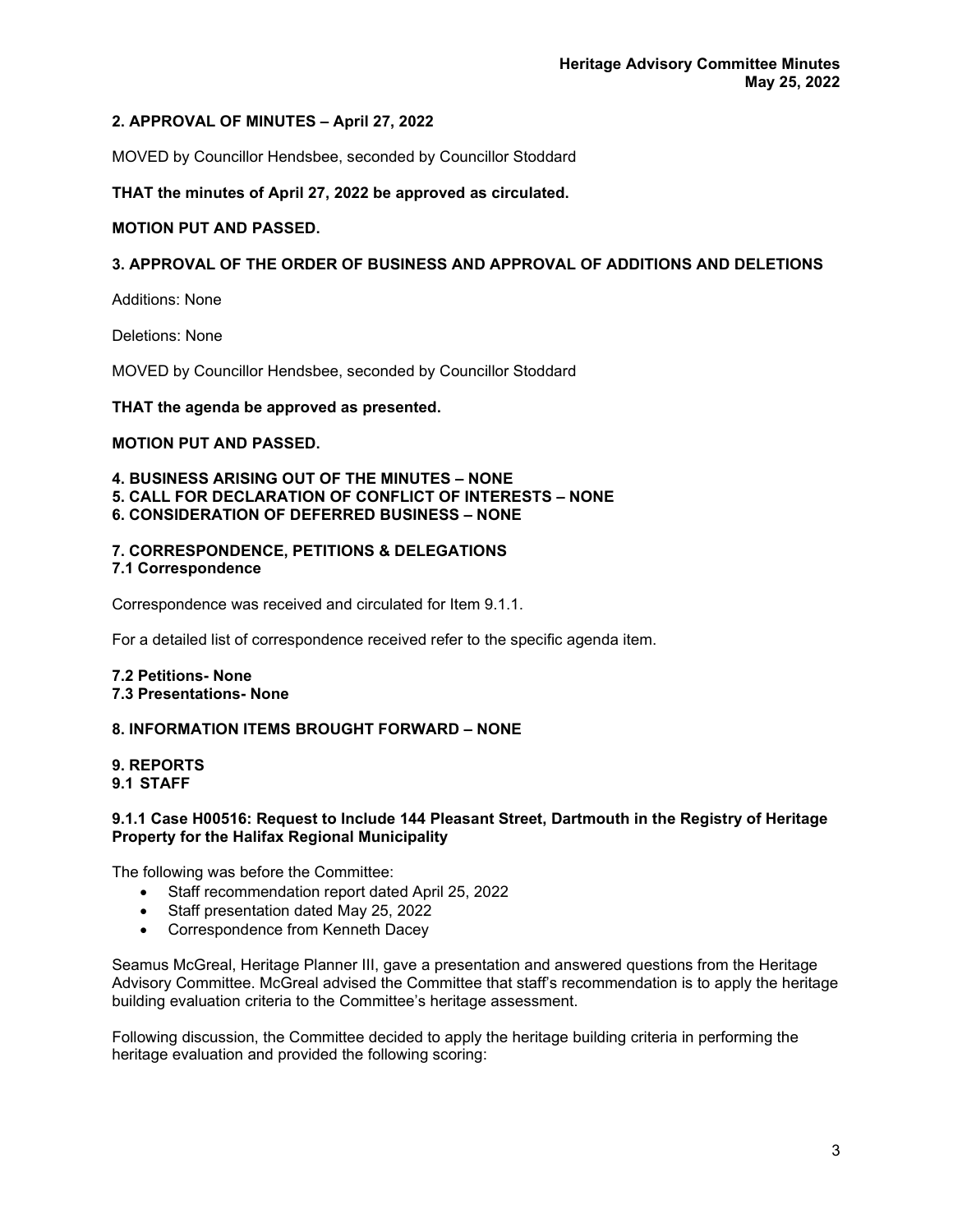## 2. APPROVAL OF MINUTES – April 27, 2022

MOVED by Councillor Hendsbee, seconded by Councillor Stoddard

**THAT the minutes of April 27, 2022 be approved as circulated.**

**MOTION PUT AND PASSED.**

## 3. APPROVAL OF THE ORDER OF BUSINESS AND APPROVAL OF ADDITIONS AND DELETIONS

Additions: None

Deletions: None

MOVED by Councillor Hendsbee, seconded by Councillor Stoddard

**THAT the agenda be approved as presented.**

**MOTION PUT AND PASSED.**

## 4. BUSINESS ARISING OUT OF THE MINUTES – NONE
## 5. CALL FOR DECLARATION OF CONFLICT OF INTERESTS – NONE
## 6. CONSIDERATION OF DEFERRED BUSINESS – NONE

## 7. CORRESPONDENCE, PETITIONS & DELEGATIONS
### 7.1 Correspondence

Correspondence was received and circulated for Item 9.1.1.

For a detailed list of correspondence received refer to the specific agenda item.

### 7.2 Petitions- None
### 7.3 Presentations- None

## 8. INFORMATION ITEMS BROUGHT FORWARD – NONE

## 9. REPORTS
### 9.1 STAFF

#### 9.1.1 Case H00516: Request to Include 144 Pleasant Street, Dartmouth in the Registry of Heritage Property for the Halifax Regional Municipality

The following was before the Committee:

- Staff recommendation report dated April 25, 2022
- Staff presentation dated May 25, 2022
- Correspondence from Kenneth Dacey

Seamus McGreal, Heritage Planner III, gave a presentation and answered questions from the Heritage Advisory Committee. McGreal advised the Committee that staff's recommendation is to apply the heritage building evaluation criteria to the Committee's heritage assessment.

Following discussion, the Committee decided to apply the heritage building criteria in performing the heritage evaluation and provided the following scoring: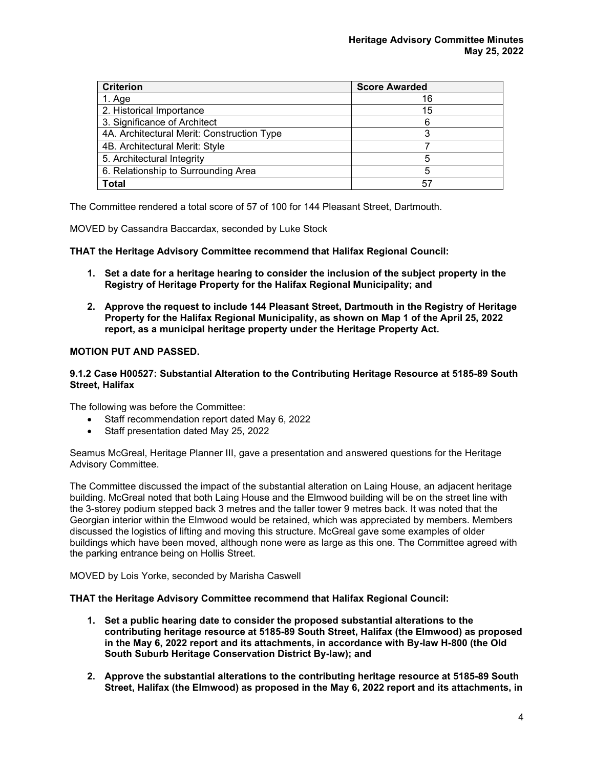| Criterion | Score Awarded |
| --- | --- |
| 1. Age | 16 |
| 2. Historical Importance | 15 |
| 3. Significance of Architect | 6 |
| 4A. Architectural Merit: Construction Type | 3 |
| 4B. Architectural Merit: Style | 7 |
| 5. Architectural Integrity | 5 |
| 6. Relationship to Surrounding Area | 5 |
| **Total** | 57 |

The Committee rendered a total score of 57 of 100 for 144 Pleasant Street, Dartmouth.

MOVED by Cassandra Baccardax, seconded by Luke Stock

**THAT the Heritage Advisory Committee recommend that Halifax Regional Council:**

1. **Set a date for a heritage hearing to consider the inclusion of the subject property in the Registry of Heritage Property for the Halifax Regional Municipality; and**
2. **Approve the request to include 144 Pleasant Street, Dartmouth in the Registry of Heritage Property for the Halifax Regional Municipality, as shown on Map 1 of the April 25, 2022 report, as a municipal heritage property under the Heritage Property Act.**

**MOTION PUT AND PASSED.**

**9.1.2 Case H00527: Substantial Alteration to the Contributing Heritage Resource at 5185-89 South Street, Halifax**

The following was before the Committee:

- Staff recommendation report dated May 6, 2022
- Staff presentation dated May 25, 2022

Seamus McGreal, Heritage Planner III, gave a presentation and answered questions for the Heritage Advisory Committee.

The Committee discussed the impact of the substantial alteration on Laing House, an adjacent heritage building. McGreal noted that both Laing House and the Elmwood building will be on the street line with the 3-storey podium stepped back 3 metres and the taller tower 9 metres back. It was noted that the Georgian interior within the Elmwood would be retained, which was appreciated by members. Members discussed the logistics of lifting and moving this structure. McGreal gave some examples of older buildings which have been moved, although none were as large as this one. The Committee agreed with the parking entrance being on Hollis Street.

MOVED by Lois Yorke, seconded by Marisha Caswell

**THAT the Heritage Advisory Committee recommend that Halifax Regional Council:**

1. **Set a public hearing date to consider the proposed substantial alterations to the contributing heritage resource at 5185-89 South Street, Halifax (the Elmwood) as proposed in the May 6, 2022 report and its attachments, in accordance with By-law H-800 (the Old South Suburb Heritage Conservation District By-law); and**
2. **Approve the substantial alterations to the contributing heritage resource at 5185-89 South Street, Halifax (the Elmwood) as proposed in the May 6, 2022 report and its attachments, in**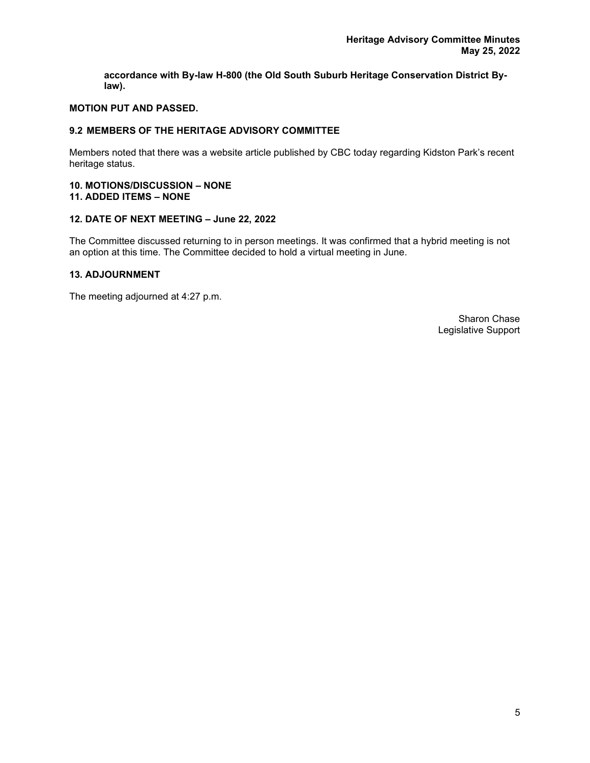**accordance with By-law H-800 (the Old South Suburb Heritage Conservation District By-law).**

**MOTION PUT AND PASSED.**

## 9.2 MEMBERS OF THE HERITAGE ADVISORY COMMITTEE

Members noted that there was a website article published by CBC today regarding Kidston Park's recent heritage status.

## 10. MOTIONS/DISCUSSION – NONE

## 11. ADDED ITEMS – NONE

## 12. DATE OF NEXT MEETING – June 22, 2022

The Committee discussed returning to in person meetings. It was confirmed that a hybrid meeting is not an option at this time. The Committee decided to hold a virtual meeting in June.

## 13. ADJOURNMENT

The meeting adjourned at 4:27 p.m.

Sharon Chase
Legislative Support